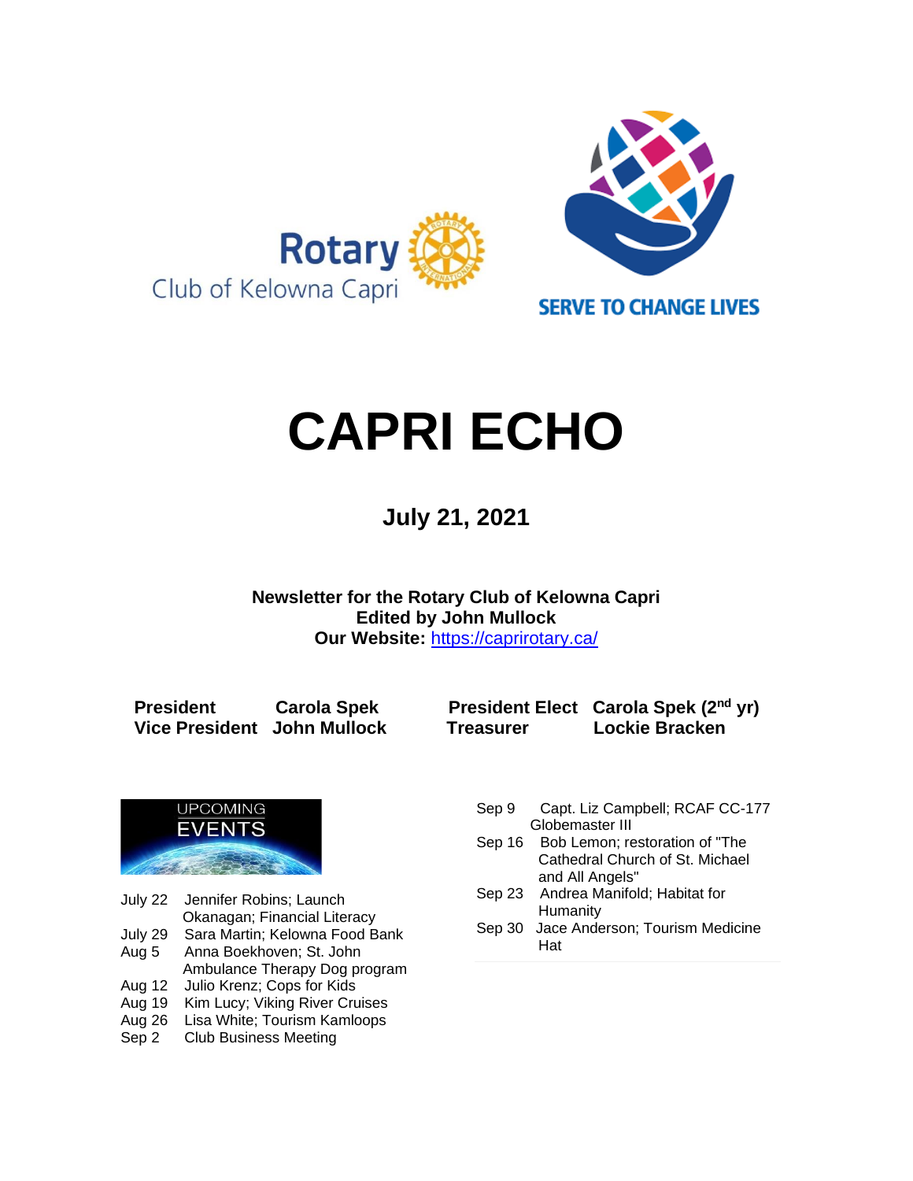Rotary Club of Kelowna Capri

SERVE TO CHANGE LIVES

# CAPRI ECHO

## July 21, 2021

**Newsletter for the Rotary Club of Kelowna Capri**
**Edited by John Mullock**
**Our Website:** https://caprirotary.ca/

| | | | |
|---|---|---|---|
| **President** | **Carola Spek** | **President Elect** | **Carola Spek (2nd yr)** |
| **Vice President** | **John Mullock** | **Treasurer** | **Lockie Bracken** |

UPCOMING EVENTS

| | |
|---|---|
| July 22 | Jennifer Robins; Launch Okanagan; Financial Literacy |
| July 29 | Sara Martin; Kelowna Food Bank |
| Aug 5 | Anna Boekhoven; St. John Ambulance Therapy Dog program |
| Aug 12 | Julio Krenz; Cops for Kids |
| Aug 19 | Kim Lucy; Viking River Cruises |
| Aug 26 | Lisa White; Tourism Kamloops |
| Sep 2 | Club Business Meeting |
| Sep 9 | Capt. Liz Campbell; RCAF CC-177 Globemaster III |
| Sep 16 | Bob Lemon; restoration of "The Cathedral Church of St. Michael and All Angels" |
| Sep 23 | Andrea Manifold; Habitat for Humanity |
| Sep 30 | Jace Anderson; Tourism Medicine Hat |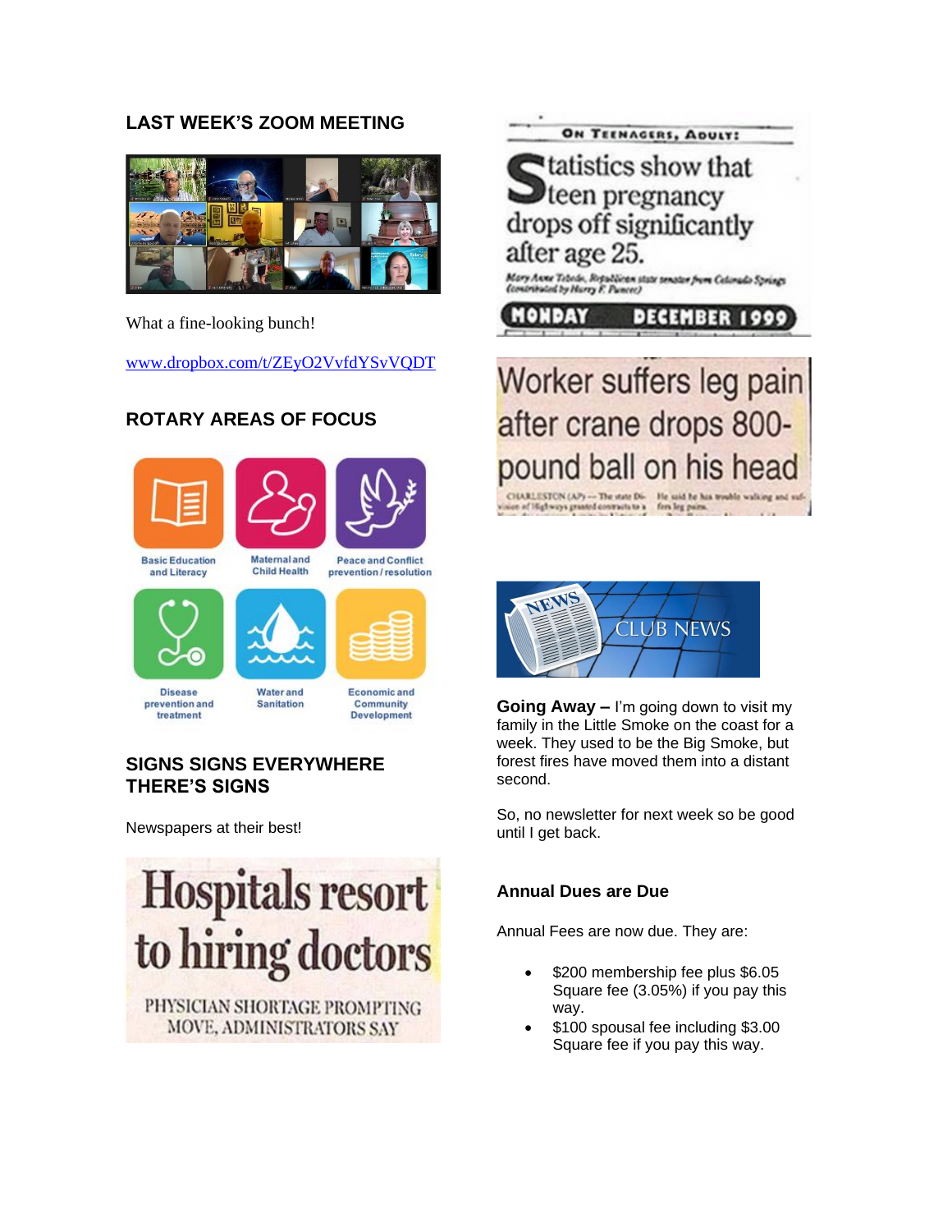## LAST WEEK'S ZOOM MEETING

What a fine-looking bunch!

www.dropbox.com/t/ZEyO2VvfdYSvVQDT

## ROTARY AREAS OF FOCUS

Basic Education and Literacy

Maternal and Child Health

Peace and Conflict prevention / resolution

Disease prevention and treatment

Water and Sanitation

Economic and Community Development

## SIGNS SIGNS EVERYWHERE THERE'S SIGNS

Newspapers at their best!

Hospitals resort to hiring doctors

PHYSICIAN SHORTAGE PROMPTING MOVE, ADMINISTRATORS SAY

ON TEENAGERS, ADULT:

Statistics show that teen pregnancy drops off significantly after age 25.

MONDAY DECEMBER 1999

Worker suffers leg pain after crane drops 800-pound ball on his head

CLUB NEWS

**Going Away –** I'm going down to visit my family in the Little Smoke on the coast for a week. They used to be the Big Smoke, but forest fires have moved them into a distant second.

So, no newsletter for next week so be good until I get back.

### Annual Dues are Due

Annual Fees are now due. They are:

- $200 membership fee plus $6.05 Square fee (3.05%) if you pay this way.
- $100 spousal fee including $3.00 Square fee if you pay this way.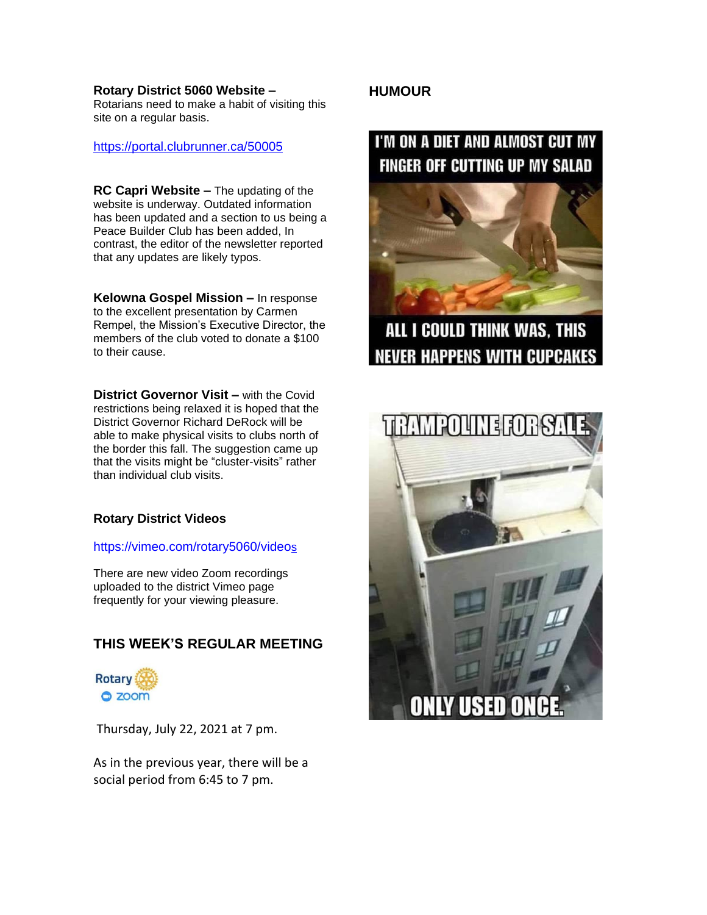**Rotary District 5060 Website –** Rotarians need to make a habit of visiting this site on a regular basis.

https://portal.clubrunner.ca/50005

**RC Capri Website –** The updating of the website is underway. Outdated information has been updated and a section to us being a Peace Builder Club has been added, In contrast, the editor of the newsletter reported that any updates are likely typos.

**Kelowna Gospel Mission –** In response to the excellent presentation by Carmen Rempel, the Mission's Executive Director, the members of the club voted to donate a $100 to their cause.

**District Governor Visit –** with the Covid restrictions being relaxed it is hoped that the District Governor Richard DeRock will be able to make physical visits to clubs north of the border this fall. The suggestion came up that the visits might be "cluster-visits" rather than individual club visits.

### Rotary District Videos

https://vimeo.com/rotary5060/videos

There are new video Zoom recordings uploaded to the district Vimeo page frequently for your viewing pleasure.

## THIS WEEK'S REGULAR MEETING

Rotary zoom

Thursday, July 22, 2021 at 7 pm.

As in the previous year, there will be a social period from 6:45 to 7 pm.

## HUMOUR

I'M ON A DIET AND ALMOST CUT MY FINGER OFF CUTTING UP MY SALAD

ALL I COULD THINK WAS, THIS NEVER HAPPENS WITH CUPCAKES

TRAMPOLINE FOR SALE.

ONLY USED ONCE.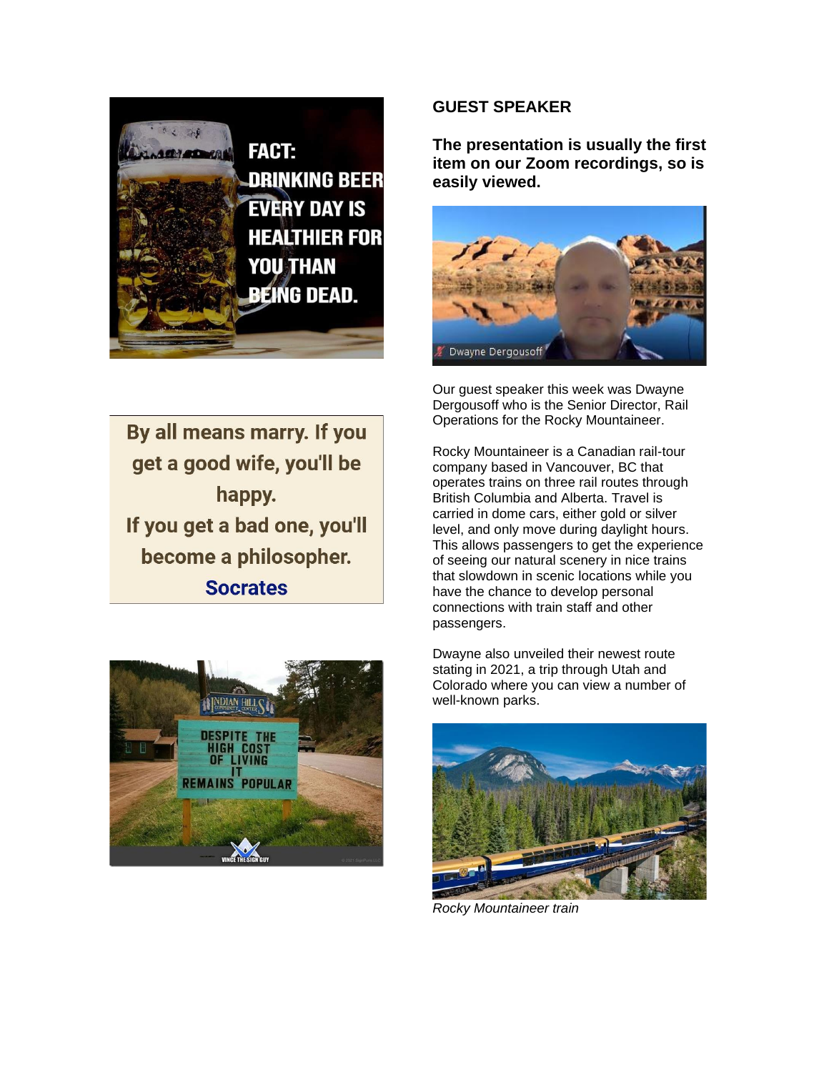FACT: DRINKING BEER EVERY DAY IS HEALTHIER FOR YOU THAN BEING DEAD.

By all means marry. If you get a good wife, you'll be happy.
If you get a bad one, you'll become a philosopher.
Socrates

DESPITE THE HIGH COST OF LIVING IT REMAINS POPULAR

## GUEST SPEAKER

**The presentation is usually the first item on our Zoom recordings, so is easily viewed.**

Our guest speaker this week was Dwayne Dergousoff who is the Senior Director, Rail Operations for the Rocky Mountaineer.

Rocky Mountaineer is a Canadian rail-tour company based in Vancouver, BC that operates trains on three rail routes through British Columbia and Alberta. Travel is carried in dome cars, either gold or silver level, and only move during daylight hours. This allows passengers to get the experience of seeing our natural scenery in nice trains that slowdown in scenic locations while you have the chance to develop personal connections with train staff and other passengers.

Dwayne also unveiled their newest route stating in 2021, a trip through Utah and Colorado where you can view a number of well-known parks.

*Rocky Mountaineer train*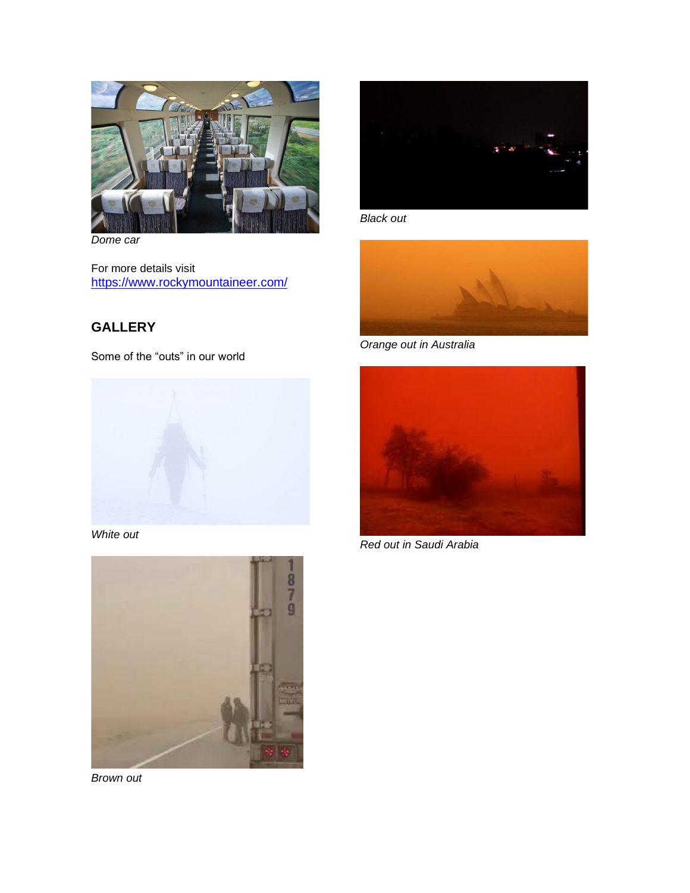*Dome car*

For more details visit
https://www.rockymountaineer.com/

## GALLERY

Some of the "outs" in our world

*White out*

*Brown out*

*Black out*

*Orange out in Australia*

*Red out in Saudi Arabia*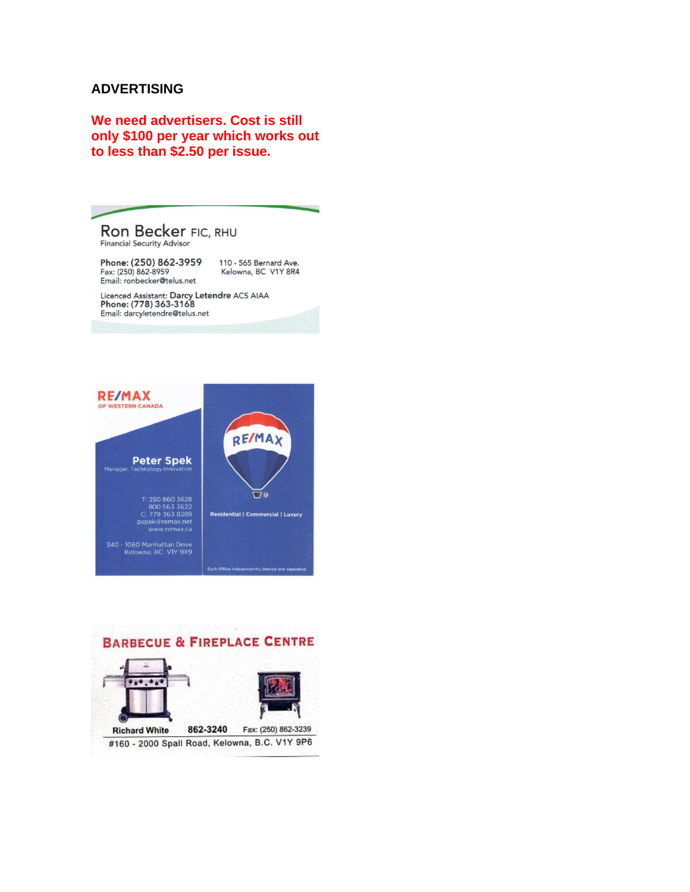## ADVERTISING

**We need advertisers. Cost is still only $100 per year which works out to less than $2.50 per issue.**

Ron Becker FIC, RHU
Financial Security Advisor

**Phone: (250) 862-3959**
Fax: (250) 862-8959
Email: ronbecker@telus.net

110 - 565 Bernard Ave.
Kelowna, BC V1Y 8R4

Licenced Assistant: Darcy Letendre ACS AIAA
**Phone: (778) 363-3168**
Email: darcyletendre@telus.net

RE/MAX
OF WESTERN CANADA

**Peter Spek**
Manager, Technology Innovation

T: 250 860 3628
800 563 3622
C: 778 363 8289
pspek@remax.net
www.remax.ca

340 - 1060 Manhattan Drive
Kelowna, BC V1Y 9X9

RE/MAX

Residential | Commercial | Luxury

Each Office Independently Owned and Operated.

**BARBECUE & FIREPLACE CENTRE**

**Richard White** **862-3240** Fax: (250) 862-3239
#160 - 2000 Spall Road, Kelowna, B.C. V1Y 9P6